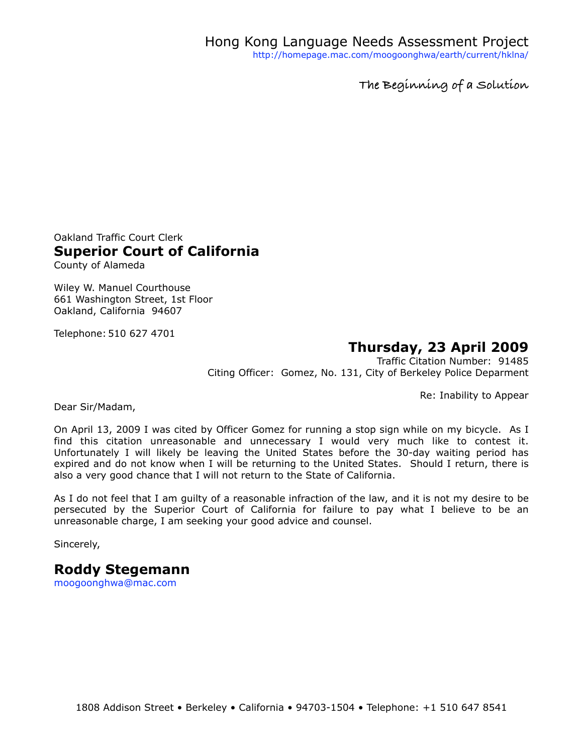Hong Kong Language Needs Assessment Project
http://homepage.mac.com/moogoonghwa/earth/current/hklna/

*The Beginning of a Solution*

Oakland Traffic Court Clerk
**Superior Court of California**
County of Alameda

Wiley W. Manuel Courthouse
661 Washington Street, 1st Floor
Oakland, California 94607

Telephone: 510 627 4701

**Thursday, 23 April 2009**

Traffic Citation Number: 91485
Citing Officer: Gomez, No. 131, City of Berkeley Police Deparment

Re: Inability to Appear

Dear Sir/Madam,

On April 13, 2009 I was cited by Officer Gomez for running a stop sign while on my bicycle. As I find this citation unreasonable and unnecessary I would very much like to contest it. Unfortunately I will likely be leaving the United States before the 30-day waiting period has expired and do not know when I will be returning to the United States. Should I return, there is also a very good chance that I will not return to the State of California.

As I do not feel that I am guilty of a reasonable infraction of the law, and it is not my desire to be persecuted by the Superior Court of California for failure to pay what I believe to be an unreasonable charge, I am seeking your good advice and counsel.

Sincerely,

**Roddy Stegemann**
moogoonghwa@mac.com

1808 Addison Street • Berkeley • California • 94703-1504 • Telephone: +1 510 647 8541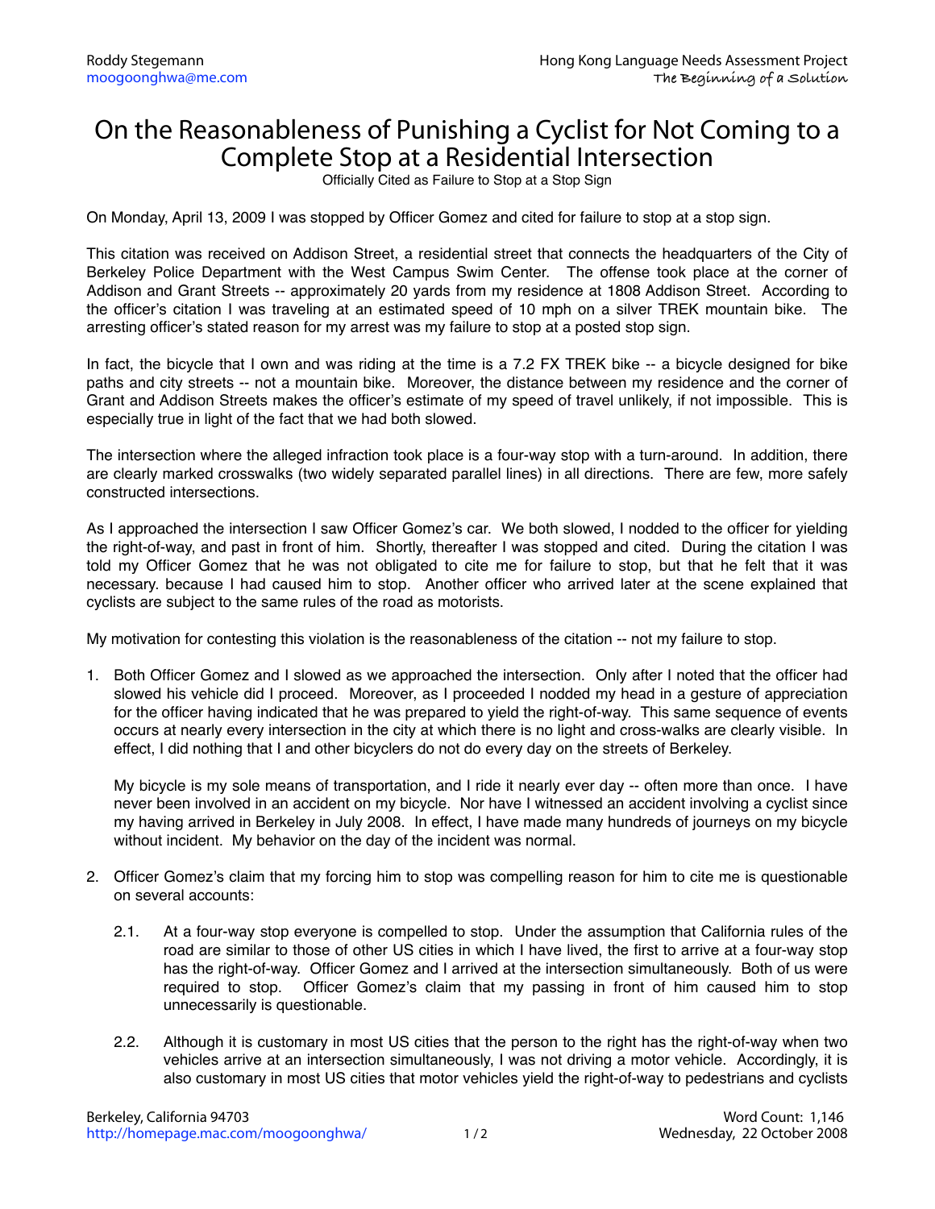# On the Reasonableness of Punishing a Cyclist for Not Coming to a Complete Stop at a Residential Intersection

Officially Cited as Failure to Stop at a Stop Sign

On Monday, April 13, 2009 I was stopped by Officer Gomez and cited for failure to stop at a stop sign.

This citation was received on Addison Street, a residential street that connects the headquarters of the City of Berkeley Police Department with the West Campus Swim Center. The offense took place at the corner of Addison and Grant Streets -- approximately 20 yards from my residence at 1808 Addison Street. According to the officer's citation I was traveling at an estimated speed of 10 mph on a silver TREK mountain bike. The arresting officer's stated reason for my arrest was my failure to stop at a posted stop sign.

In fact, the bicycle that I own and was riding at the time is a 7.2 FX TREK bike -- a bicycle designed for bike paths and city streets -- not a mountain bike. Moreover, the distance between my residence and the corner of Grant and Addison Streets makes the officer's estimate of my speed of travel unlikely, if not impossible. This is especially true in light of the fact that we had both slowed.

The intersection where the alleged infraction took place is a four-way stop with a turn-around. In addition, there are clearly marked crosswalks (two widely separated parallel lines) in all directions. There are few, more safely constructed intersections.

As I approached the intersection I saw Officer Gomez's car. We both slowed, I nodded to the officer for yielding the right-of-way, and past in front of him. Shortly, thereafter I was stopped and cited. During the citation I was told my Officer Gomez that he was not obligated to cite me for failure to stop, but that he felt that it was necessary. because I had caused him to stop. Another officer who arrived later at the scene explained that cyclists are subject to the same rules of the road as motorists.

My motivation for contesting this violation is the reasonableness of the citation -- not my failure to stop.

1. Both Officer Gomez and I slowed as we approached the intersection. Only after I noted that the officer had slowed his vehicle did I proceed. Moreover, as I proceeded I nodded my head in a gesture of appreciation for the officer having indicated that he was prepared to yield the right-of-way. This same sequence of events occurs at nearly every intersection in the city at which there is no light and cross-walks are clearly visible. In effect, I did nothing that I and other bicyclers do not do every day on the streets of Berkeley.

   My bicycle is my sole means of transportation, and I ride it nearly ever day -- often more than once. I have never been involved in an accident on my bicycle. Nor have I witnessed an accident involving a cyclist since my having arrived in Berkeley in July 2008. In effect, I have made many hundreds of journeys on my bicycle without incident. My behavior on the day of the incident was normal.

2. Officer Gomez's claim that my forcing him to stop was compelling reason for him to cite me is questionable on several accounts:

   2.1. At a four-way stop everyone is compelled to stop. Under the assumption that California rules of the road are similar to those of other US cities in which I have lived, the first to arrive at a four-way stop has the right-of-way. Officer Gomez and I arrived at the intersection simultaneously. Both of us were required to stop. Officer Gomez's claim that my passing in front of him caused him to stop unnecessarily is questionable.

   2.2. Although it is customary in most US cities that the person to the right has the right-of-way when two vehicles arrive at an intersection simultaneously, I was not driving a motor vehicle. Accordingly, it is also customary in most US cities that motor vehicles yield the right-of-way to pedestrians and cyclists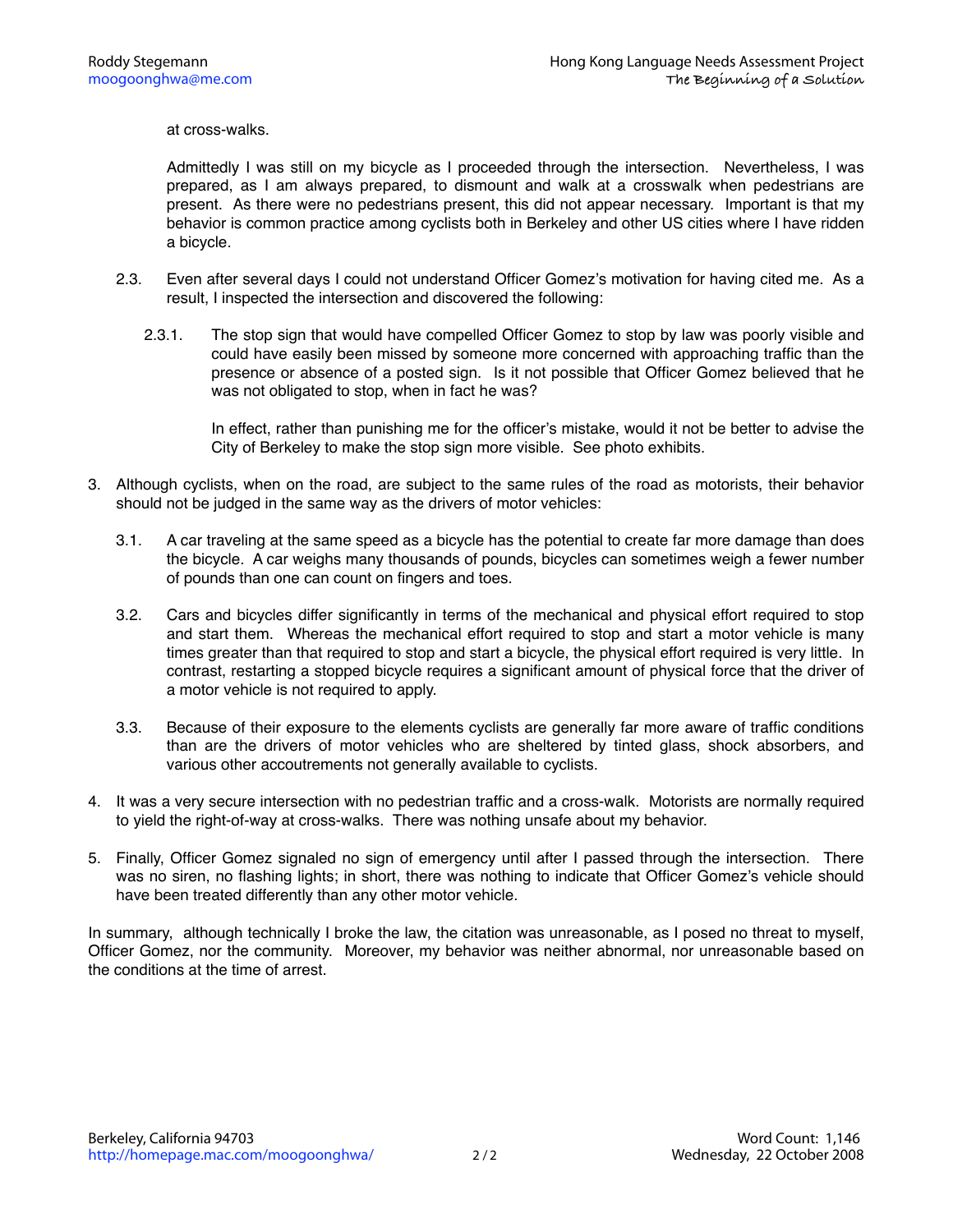at cross-walks.

Admittedly I was still on my bicycle as I proceeded through the intersection. Nevertheless, I was prepared, as I am always prepared, to dismount and walk at a crosswalk when pedestrians are present. As there were no pedestrians present, this did not appear necessary. Important is that my behavior is common practice among cyclists both in Berkeley and other US cities where I have ridden a bicycle.

2.3. Even after several days I could not understand Officer Gomez's motivation for having cited me. As a result, I inspected the intersection and discovered the following:

2.3.1. The stop sign that would have compelled Officer Gomez to stop by law was poorly visible and could have easily been missed by someone more concerned with approaching traffic than the presence or absence of a posted sign. Is it not possible that Officer Gomez believed that he was not obligated to stop, when in fact he was?

In effect, rather than punishing me for the officer's mistake, would it not be better to advise the City of Berkeley to make the stop sign more visible. See photo exhibits.

3. Although cyclists, when on the road, are subject to the same rules of the road as motorists, their behavior should not be judged in the same way as the drivers of motor vehicles:

3.1. A car traveling at the same speed as a bicycle has the potential to create far more damage than does the bicycle. A car weighs many thousands of pounds, bicycles can sometimes weigh a fewer number of pounds than one can count on fingers and toes.

3.2. Cars and bicycles differ significantly in terms of the mechanical and physical effort required to stop and start them. Whereas the mechanical effort required to stop and start a motor vehicle is many times greater than that required to stop and start a bicycle, the physical effort required is very little. In contrast, restarting a stopped bicycle requires a significant amount of physical force that the driver of a motor vehicle is not required to apply.

3.3. Because of their exposure to the elements cyclists are generally far more aware of traffic conditions than are the drivers of motor vehicles who are sheltered by tinted glass, shock absorbers, and various other accoutrements not generally available to cyclists.

4. It was a very secure intersection with no pedestrian traffic and a cross-walk. Motorists are normally required to yield the right-of-way at cross-walks. There was nothing unsafe about my behavior.

5. Finally, Officer Gomez signaled no sign of emergency until after I passed through the intersection. There was no siren, no flashing lights; in short, there was nothing to indicate that Officer Gomez's vehicle should have been treated differently than any other motor vehicle.

In summary, although technically I broke the law, the citation was unreasonable, as I posed no threat to myself, Officer Gomez, nor the community. Moreover, my behavior was neither abnormal, nor unreasonable based on the conditions at the time of arrest.